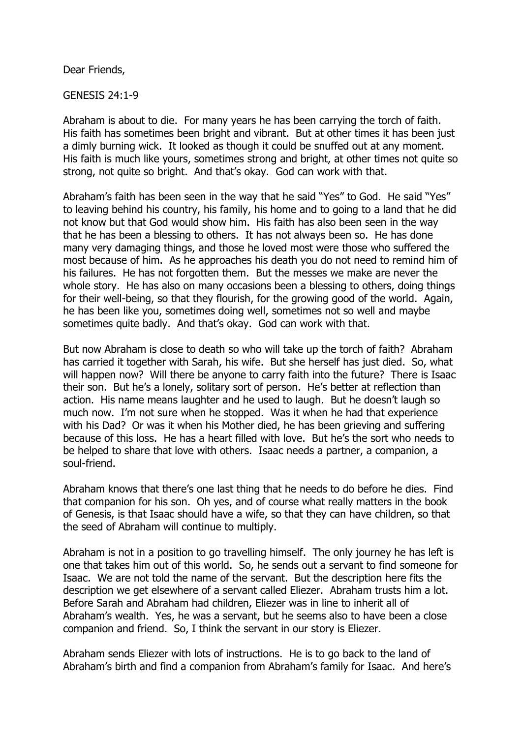Dear Friends,

GENESIS 24:1-9

Abraham is about to die. For many years he has been carrying the torch of faith. His faith has sometimes been bright and vibrant. But at other times it has been just a dimly burning wick. It looked as though it could be snuffed out at any moment. His faith is much like yours, sometimes strong and bright, at other times not quite so strong, not quite so bright. And that's okay. God can work with that.

Abraham's faith has been seen in the way that he said "Yes" to God. He said "Yes" to leaving behind his country, his family, his home and to going to a land that he did not know but that God would show him. His faith has also been seen in the way that he has been a blessing to others. It has not always been so. He has done many very damaging things, and those he loved most were those who suffered the most because of him. As he approaches his death you do not need to remind him of his failures. He has not forgotten them. But the messes we make are never the whole story. He has also on many occasions been a blessing to others, doing things for their well-being, so that they flourish, for the growing good of the world. Again, he has been like you, sometimes doing well, sometimes not so well and maybe sometimes quite badly. And that's okay. God can work with that.

But now Abraham is close to death so who will take up the torch of faith? Abraham has carried it together with Sarah, his wife. But she herself has just died. So, what will happen now? Will there be anyone to carry faith into the future? There is Isaac their son. But he's a lonely, solitary sort of person. He's better at reflection than action. His name means laughter and he used to laugh. But he doesn't laugh so much now. I'm not sure when he stopped. Was it when he had that experience with his Dad? Or was it when his Mother died, he has been grieving and suffering because of this loss. He has a heart filled with love. But he's the sort who needs to be helped to share that love with others. Isaac needs a partner, a companion, a soul-friend.

Abraham knows that there's one last thing that he needs to do before he dies. Find that companion for his son. Oh yes, and of course what really matters in the book of Genesis, is that Isaac should have a wife, so that they can have children, so that the seed of Abraham will continue to multiply.

Abraham is not in a position to go travelling himself. The only journey he has left is one that takes him out of this world. So, he sends out a servant to find someone for Isaac. We are not told the name of the servant. But the description here fits the description we get elsewhere of a servant called Eliezer. Abraham trusts him a lot. Before Sarah and Abraham had children, Eliezer was in line to inherit all of Abraham's wealth. Yes, he was a servant, but he seems also to have been a close companion and friend. So, I think the servant in our story is Eliezer.

Abraham sends Eliezer with lots of instructions. He is to go back to the land of Abraham's birth and find a companion from Abraham's family for Isaac. And here's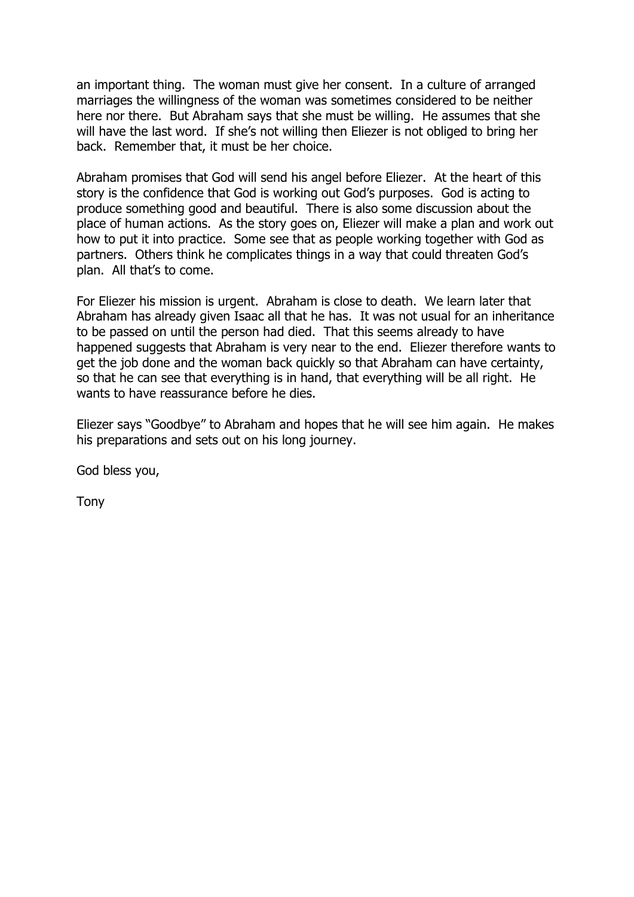an important thing. The woman must give her consent. In a culture of arranged marriages the willingness of the woman was sometimes considered to be neither here nor there. But Abraham says that she must be willing. He assumes that she will have the last word. If she's not willing then Eliezer is not obliged to bring her back. Remember that, it must be her choice.

Abraham promises that God will send his angel before Eliezer. At the heart of this story is the confidence that God is working out God's purposes. God is acting to produce something good and beautiful. There is also some discussion about the place of human actions. As the story goes on, Eliezer will make a plan and work out how to put it into practice. Some see that as people working together with God as partners. Others think he complicates things in a way that could threaten God's plan. All that's to come.

For Eliezer his mission is urgent. Abraham is close to death. We learn later that Abraham has already given Isaac all that he has. It was not usual for an inheritance to be passed on until the person had died. That this seems already to have happened suggests that Abraham is very near to the end. Eliezer therefore wants to get the job done and the woman back quickly so that Abraham can have certainty, so that he can see that everything is in hand, that everything will be all right. He wants to have reassurance before he dies.

Eliezer says "Goodbye" to Abraham and hopes that he will see him again. He makes his preparations and sets out on his long journey.

God bless you,

Tony